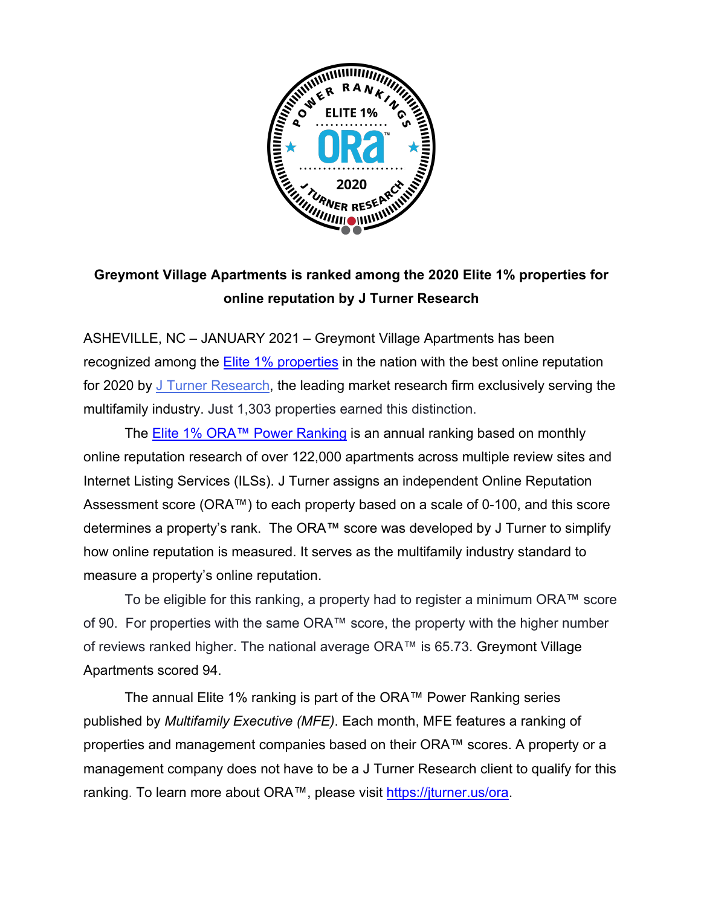**Greymont Village Apartments is ranked among the 2020 Elite 1% properties for online reputation by J Turner Research**

ASHEVILLE, NC – JANUARY 2021 – Greymont Village Apartments has been recognized among the Elite 1% properties in the nation with the best online reputation for 2020 by J Turner Research, the leading market research firm exclusively serving the multifamily industry. Just 1,303 properties earned this distinction.

The Elite 1% ORA™ Power Ranking is an annual ranking based on monthly online reputation research of over 122,000 apartments across multiple review sites and Internet Listing Services (ILSs). J Turner assigns an independent Online Reputation Assessment score (ORA™) to each property based on a scale of 0-100, and this score determines a property's rank. The ORA™ score was developed by J Turner to simplify how online reputation is measured. It serves as the multifamily industry standard to measure a property's online reputation.

To be eligible for this ranking, a property had to register a minimum ORA™ score of 90. For properties with the same ORA™ score, the property with the higher number of reviews ranked higher. The national average ORA™ is 65.73. Greymont Village Apartments scored 94.

The annual Elite 1% ranking is part of the ORA™ Power Ranking series published by *Multifamily Executive (MFE)*. Each month, MFE features a ranking of properties and management companies based on their ORA™ scores. A property or a management company does not have to be a J Turner Research client to qualify for this ranking. To learn more about ORA™, please visit https://jturner.us/ora.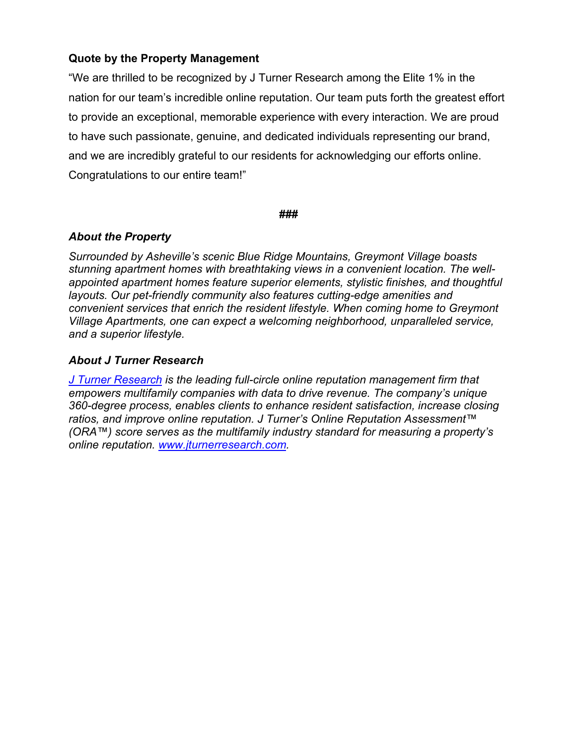**Quote by the Property Management**

“We are thrilled to be recognized by J Turner Research among the Elite 1% in the nation for our team’s incredible online reputation. Our team puts forth the greatest effort to provide an exceptional, memorable experience with every interaction. We are proud to have such passionate, genuine, and dedicated individuals representing our brand, and we are incredibly grateful to our residents for acknowledging our efforts online. Congratulations to our entire team!”

**###**

***About the Property***

*Surrounded by Asheville’s scenic Blue Ridge Mountains, Greymont Village boasts stunning apartment homes with breathtaking views in a convenient location. The well-appointed apartment homes feature superior elements, stylistic finishes, and thoughtful layouts. Our pet-friendly community also features cutting-edge amenities and convenient services that enrich the resident lifestyle. When coming home to Greymont Village Apartments, one can expect a welcoming neighborhood, unparalleled service, and a superior lifestyle.*

***About J Turner Research***

*J Turner Research is the leading full-circle online reputation management firm that empowers multifamily companies with data to drive revenue. The company’s unique 360-degree process, enables clients to enhance resident satisfaction, increase closing ratios, and improve online reputation. J Turner’s Online Reputation Assessment™ (ORA™) score serves as the multifamily industry standard for measuring a property’s online reputation. www.jturnerresearch.com.*